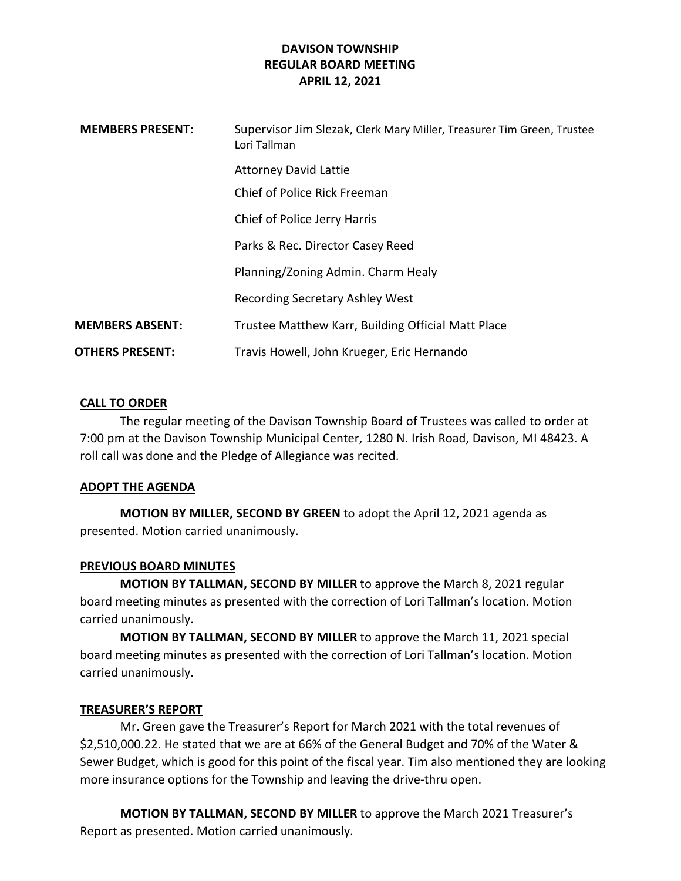# DAVISON TOWNSHIP
## REGULAR BOARD MEETING
## APRIL 12, 2021

| | |
|---|---|
| **MEMBERS PRESENT:** | Supervisor Jim Slezak, Clerk Mary Miller, Treasurer Tim Green, Trustee Lori Tallman |
| | Attorney David Lattie |
| | Chief of Police Rick Freeman |
| | Chief of Police Jerry Harris |
| | Parks & Rec. Director Casey Reed |
| | Planning/Zoning Admin. Charm Healy |
| | Recording Secretary Ashley West |
| **MEMBERS ABSENT:** | Trustee Matthew Karr, Building Official Matt Place |
| **OTHERS PRESENT:** | Travis Howell, John Krueger, Eric Hernando |

**CALL TO ORDER**

The regular meeting of the Davison Township Board of Trustees was called to order at 7:00 pm at the Davison Township Municipal Center, 1280 N. Irish Road, Davison, MI 48423. A roll call was done and the Pledge of Allegiance was recited.

**ADOPT THE AGENDA**

**MOTION BY MILLER, SECOND BY GREEN** to adopt the April 12, 2021 agenda as presented. Motion carried unanimously.

**PREVIOUS BOARD MINUTES**

**MOTION BY TALLMAN, SECOND BY MILLER** to approve the March 8, 2021 regular board meeting minutes as presented with the correction of Lori Tallman's location. Motion carried unanimously.

**MOTION BY TALLMAN, SECOND BY MILLER** to approve the March 11, 2021 special board meeting minutes as presented with the correction of Lori Tallman's location. Motion carried unanimously.

**TREASURER'S REPORT**

Mr. Green gave the Treasurer's Report for March 2021 with the total revenues of $2,510,000.22. He stated that we are at 66% of the General Budget and 70% of the Water & Sewer Budget, which is good for this point of the fiscal year. Tim also mentioned they are looking more insurance options for the Township and leaving the drive-thru open.

**MOTION BY TALLMAN, SECOND BY MILLER** to approve the March 2021 Treasurer's Report as presented. Motion carried unanimously.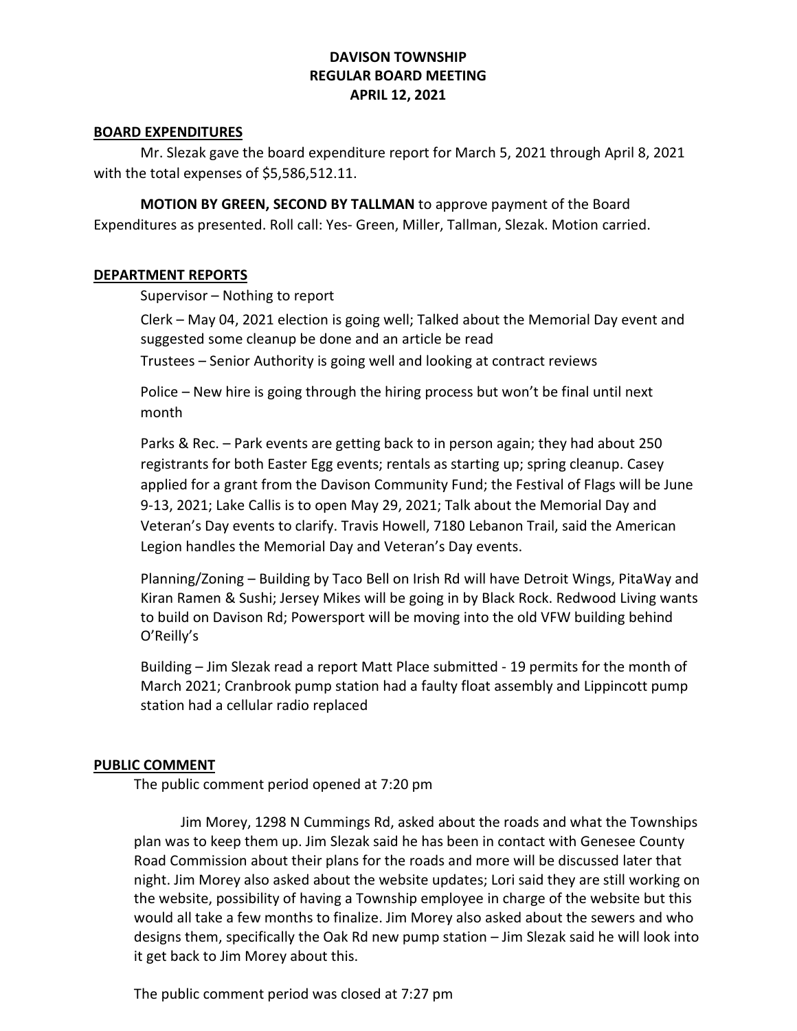**DAVISON TOWNSHIP**
**REGULAR BOARD MEETING**
**APRIL 12, 2021**

## BOARD EXPENDITURES

Mr. Slezak gave the board expenditure report for March 5, 2021 through April 8, 2021 with the total expenses of $5,586,512.11.

**MOTION BY GREEN, SECOND BY TALLMAN** to approve payment of the Board Expenditures as presented. Roll call: Yes- Green, Miller, Tallman, Slezak. Motion carried.

## DEPARTMENT REPORTS

Supervisor – Nothing to report

Clerk – May 04, 2021 election is going well; Talked about the Memorial Day event and suggested some cleanup be done and an article be read

Trustees – Senior Authority is going well and looking at contract reviews

Police – New hire is going through the hiring process but won't be final until next month

Parks & Rec. – Park events are getting back to in person again; they had about 250 registrants for both Easter Egg events; rentals as starting up; spring cleanup. Casey applied for a grant from the Davison Community Fund; the Festival of Flags will be June 9-13, 2021; Lake Callis is to open May 29, 2021; Talk about the Memorial Day and Veteran's Day events to clarify. Travis Howell, 7180 Lebanon Trail, said the American Legion handles the Memorial Day and Veteran's Day events.

Planning/Zoning – Building by Taco Bell on Irish Rd will have Detroit Wings, PitaWay and Kiran Ramen & Sushi; Jersey Mikes will be going in by Black Rock. Redwood Living wants to build on Davison Rd; Powersport will be moving into the old VFW building behind O'Reilly's

Building – Jim Slezak read a report Matt Place submitted - 19 permits for the month of March 2021; Cranbrook pump station had a faulty float assembly and Lippincott pump station had a cellular radio replaced

## PUBLIC COMMENT

The public comment period opened at 7:20 pm

Jim Morey, 1298 N Cummings Rd, asked about the roads and what the Townships plan was to keep them up. Jim Slezak said he has been in contact with Genesee County Road Commission about their plans for the roads and more will be discussed later that night. Jim Morey also asked about the website updates; Lori said they are still working on the website, possibility of having a Township employee in charge of the website but this would all take a few months to finalize. Jim Morey also asked about the sewers and who designs them, specifically the Oak Rd new pump station – Jim Slezak said he will look into it get back to Jim Morey about this.

The public comment period was closed at 7:27 pm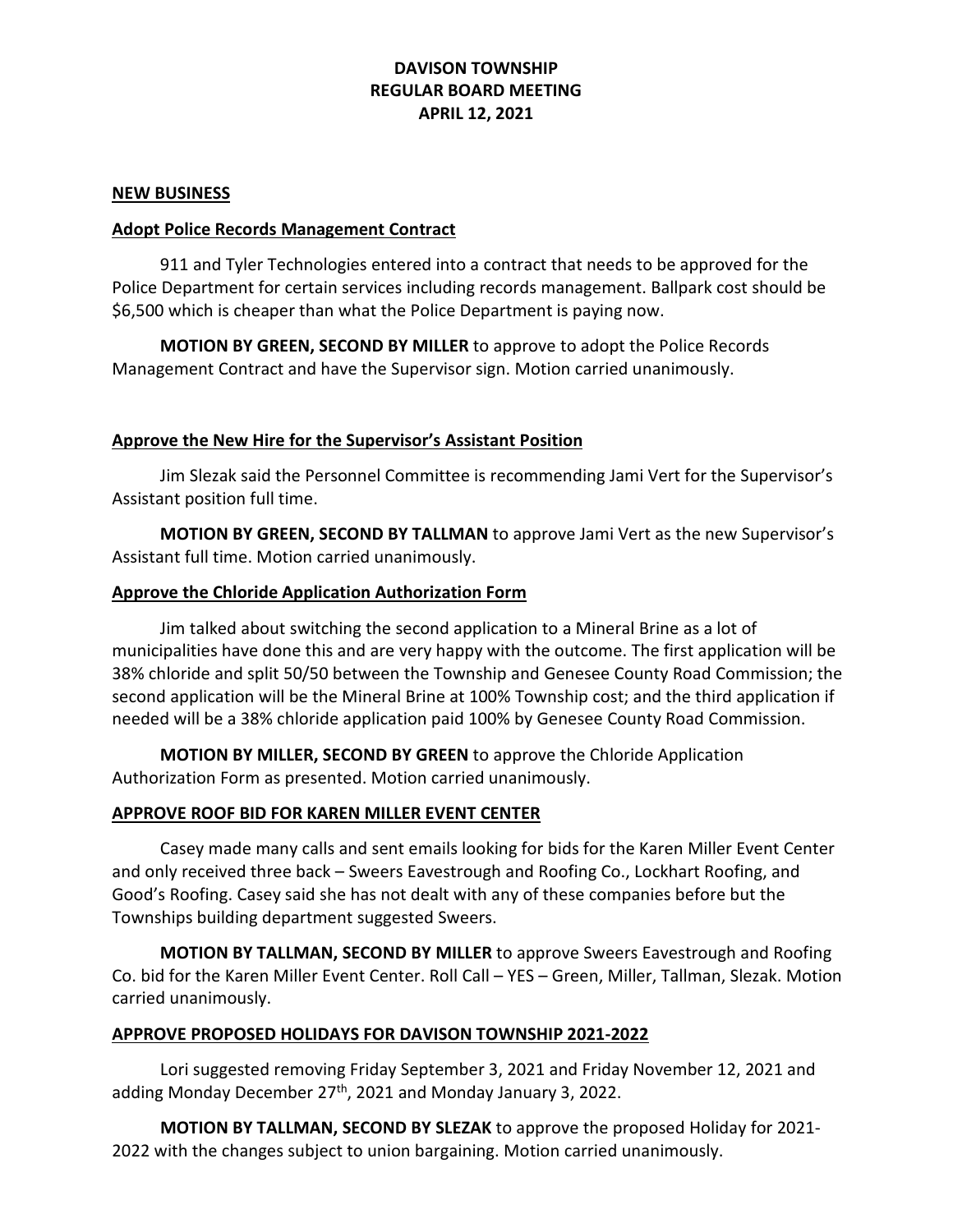# DAVISON TOWNSHIP
# REGULAR BOARD MEETING
# APRIL 12, 2021

**NEW BUSINESS**

**Adopt Police Records Management Contract**

911 and Tyler Technologies entered into a contract that needs to be approved for the Police Department for certain services including records management. Ballpark cost should be $6,500 which is cheaper than what the Police Department is paying now.

**MOTION BY GREEN, SECOND BY MILLER** to approve to adopt the Police Records Management Contract and have the Supervisor sign. Motion carried unanimously.

**Approve the New Hire for the Supervisor's Assistant Position**

Jim Slezak said the Personnel Committee is recommending Jami Vert for the Supervisor's Assistant position full time.

**MOTION BY GREEN, SECOND BY TALLMAN** to approve Jami Vert as the new Supervisor's Assistant full time. Motion carried unanimously.

**Approve the Chloride Application Authorization Form**

Jim talked about switching the second application to a Mineral Brine as a lot of municipalities have done this and are very happy with the outcome. The first application will be 38% chloride and split 50/50 between the Township and Genesee County Road Commission; the second application will be the Mineral Brine at 100% Township cost; and the third application if needed will be a 38% chloride application paid 100% by Genesee County Road Commission.

**MOTION BY MILLER, SECOND BY GREEN** to approve the Chloride Application Authorization Form as presented. Motion carried unanimously.

**APPROVE ROOF BID FOR KAREN MILLER EVENT CENTER**

Casey made many calls and sent emails looking for bids for the Karen Miller Event Center and only received three back – Sweers Eavestrough and Roofing Co., Lockhart Roofing, and Good's Roofing. Casey said she has not dealt with any of these companies before but the Townships building department suggested Sweers.

**MOTION BY TALLMAN, SECOND BY MILLER** to approve Sweers Eavestrough and Roofing Co. bid for the Karen Miller Event Center. Roll Call – YES – Green, Miller, Tallman, Slezak. Motion carried unanimously.

**APPROVE PROPOSED HOLIDAYS FOR DAVISON TOWNSHIP 2021-2022**

Lori suggested removing Friday September 3, 2021 and Friday November 12, 2021 and adding Monday December 27th, 2021 and Monday January 3, 2022.

**MOTION BY TALLMAN, SECOND BY SLEZAK** to approve the proposed Holiday for 2021-2022 with the changes subject to union bargaining. Motion carried unanimously.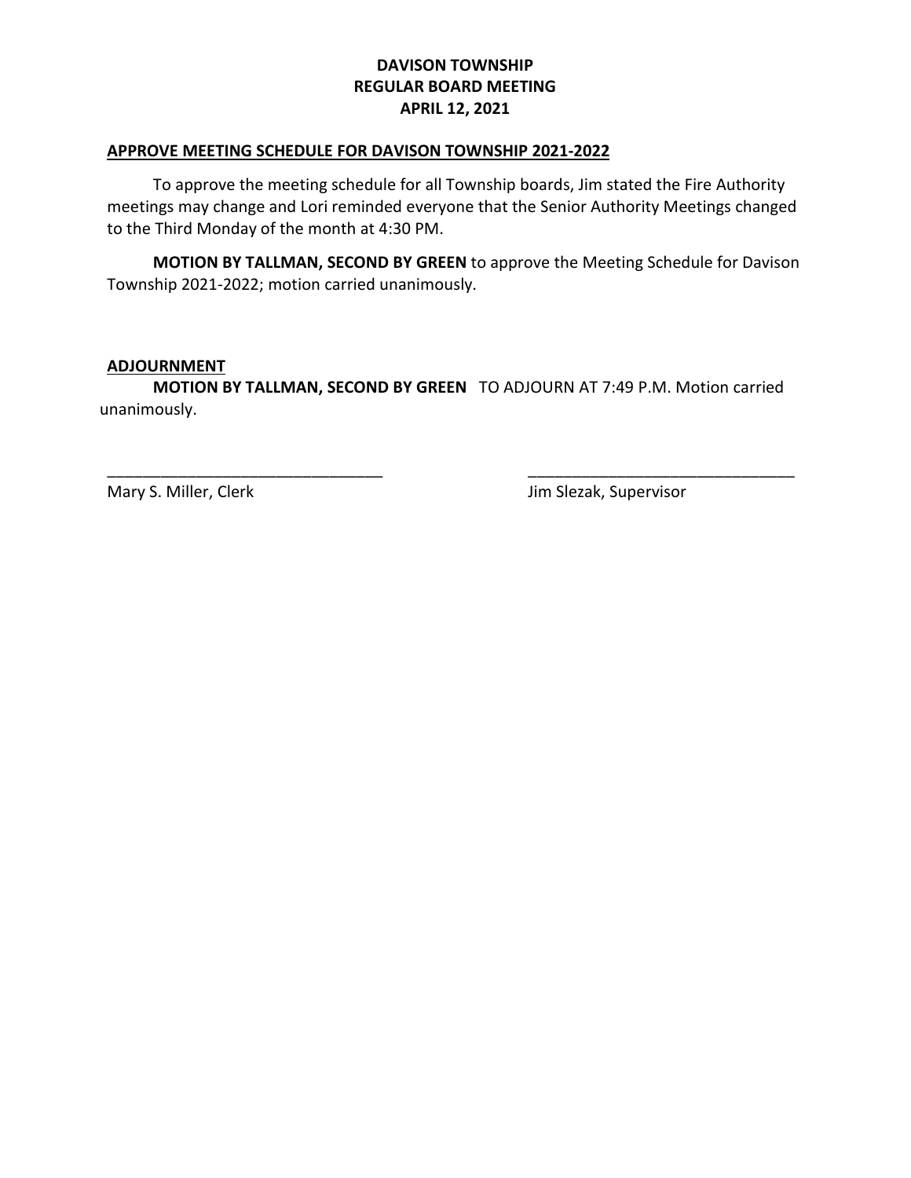**DAVISON TOWNSHIP**
**REGULAR BOARD MEETING**
**APRIL 12, 2021**

**APPROVE MEETING SCHEDULE FOR DAVISON TOWNSHIP 2021-2022**

To approve the meeting schedule for all Township boards, Jim stated the Fire Authority meetings may change and Lori reminded everyone that the Senior Authority Meetings changed to the Third Monday of the month at 4:30 PM.

**MOTION BY TALLMAN, SECOND BY GREEN** to approve the Meeting Schedule for Davison Township 2021-2022; motion carried unanimously.

**ADJOURNMENT**

**MOTION BY TALLMAN, SECOND BY GREEN** TO ADJOURN AT 7:49 P.M. Motion carried unanimously.

_______________________________ Mary S. Miller, Clerk

_______________________________ Jim Slezak, Supervisor